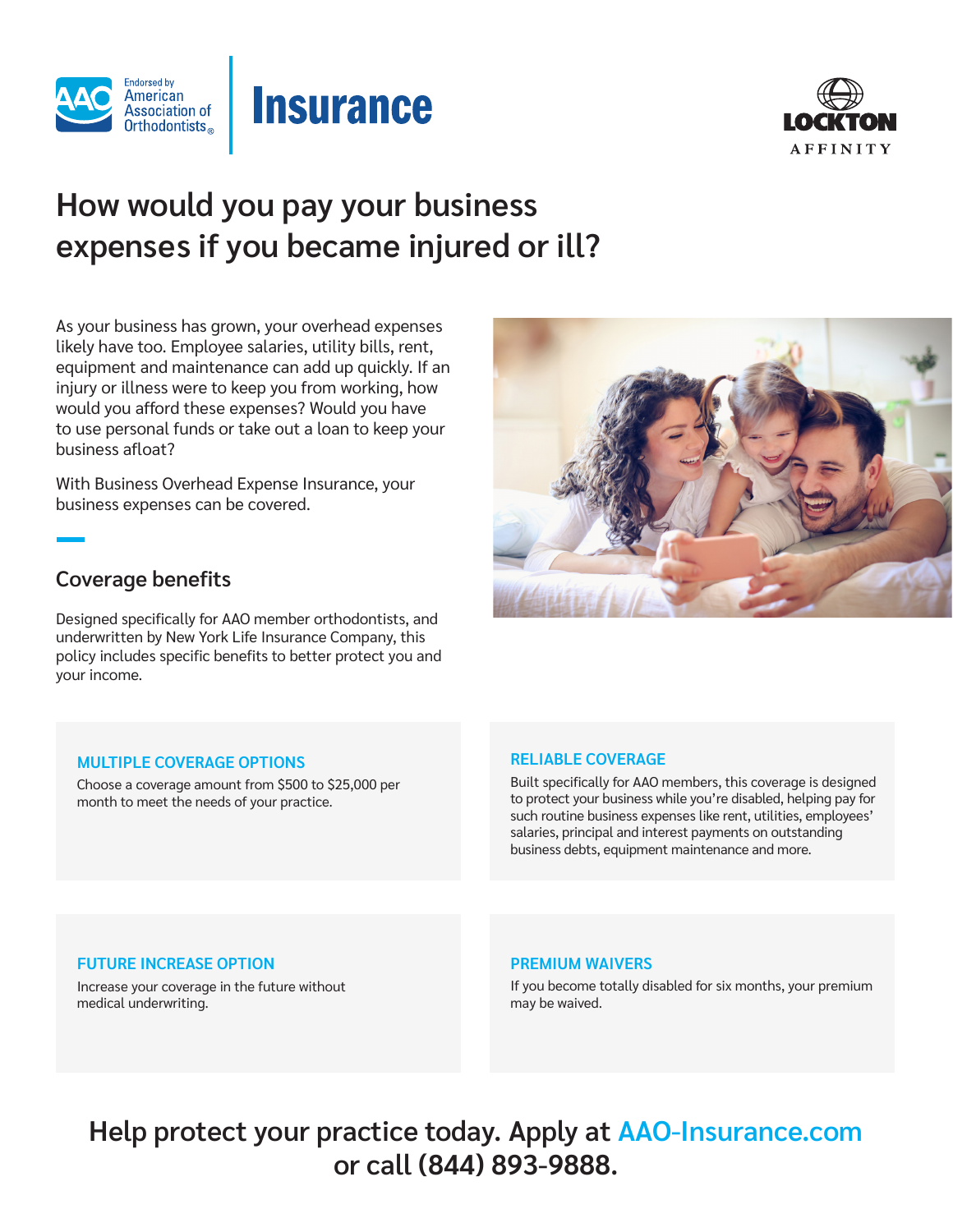Endorsed by American Association of Orthodontists®

# Insurance

LOCKTON AFFINITY

## How would you pay your business expenses if you became injured or ill?

As your business has grown, your overhead expenses likely have too. Employee salaries, utility bills, rent, equipment and maintenance can add up quickly. If an injury or illness were to keep you from working, how would you afford these expenses? Would you have to use personal funds or take out a loan to keep your business afloat?

With Business Overhead Expense Insurance, your business expenses can be covered.

### Coverage benefits

Designed specifically for AAO member orthodontists, and underwritten by New York Life Insurance Company, this policy includes specific benefits to better protect you and your income.

**MULTIPLE COVERAGE OPTIONS**

Choose a coverage amount from $500 to $25,000 per month to meet the needs of your practice.

**RELIABLE COVERAGE**

Built specifically for AAO members, this coverage is designed to protect your business while you're disabled, helping pay for such routine business expenses like rent, utilities, employees' salaries, principal and interest payments on outstanding business debts, equipment maintenance and more.

**FUTURE INCREASE OPTION**

Increase your coverage in the future without medical underwriting.

**PREMIUM WAIVERS**

If you become totally disabled for six months, your premium may be waived.

**Help protect your practice today. Apply at AAO-Insurance.com or call (844) 893-9888.**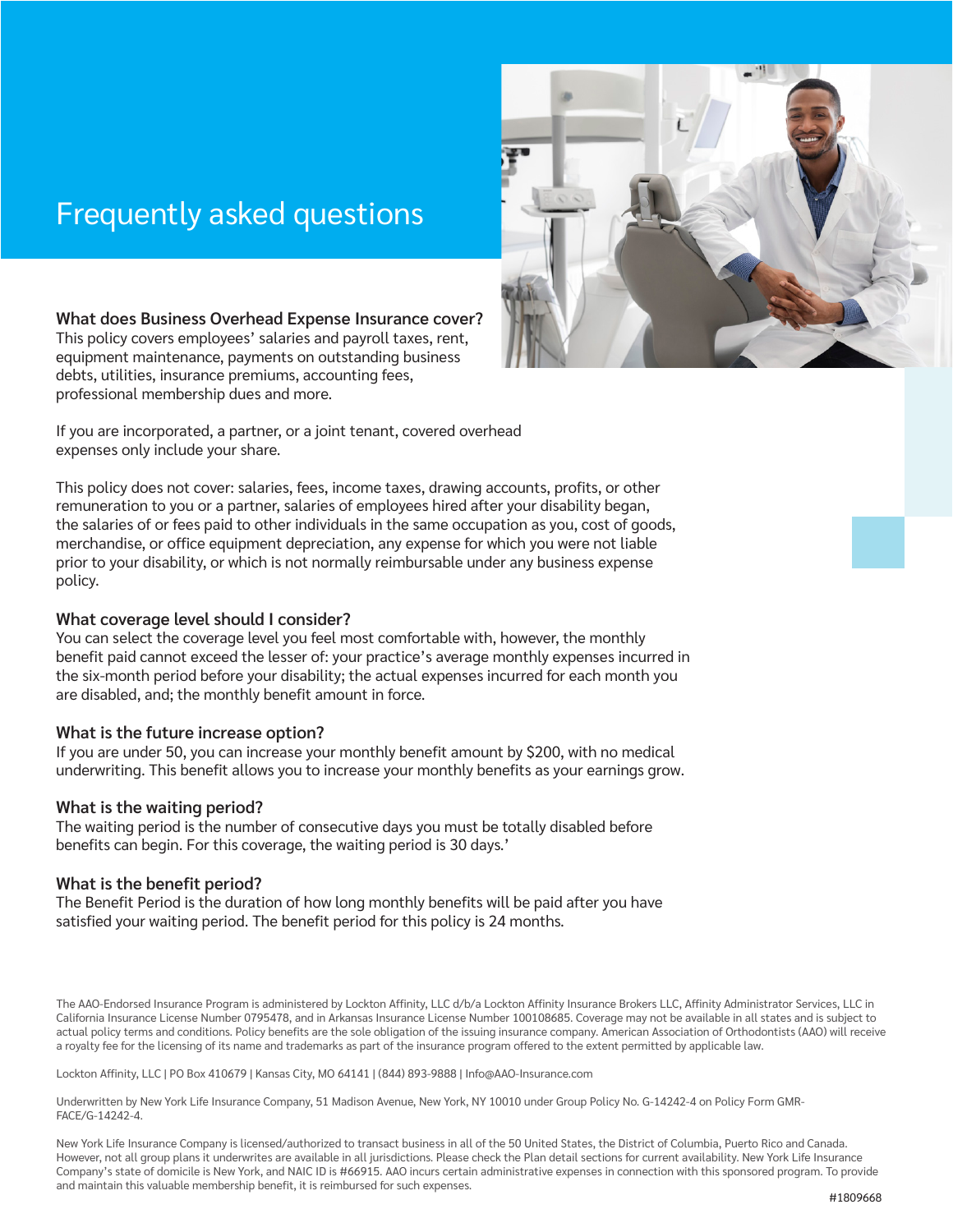# Frequently asked questions

### What does Business Overhead Expense Insurance cover?

This policy covers employees' salaries and payroll taxes, rent, equipment maintenance, payments on outstanding business debts, utilities, insurance premiums, accounting fees, professional membership dues and more.

If you are incorporated, a partner, or a joint tenant, covered overhead expenses only include your share.

This policy does not cover: salaries, fees, income taxes, drawing accounts, profits, or other remuneration to you or a partner, salaries of employees hired after your disability began, the salaries of or fees paid to other individuals in the same occupation as you, cost of goods, merchandise, or office equipment depreciation, any expense for which you were not liable prior to your disability, or which is not normally reimbursable under any business expense policy.

### What coverage level should I consider?

You can select the coverage level you feel most comfortable with, however, the monthly benefit paid cannot exceed the lesser of: your practice's average monthly expenses incurred in the six-month period before your disability; the actual expenses incurred for each month you are disabled, and; the monthly benefit amount in force.

### What is the future increase option?

If you are under 50, you can increase your monthly benefit amount by $200, with no medical underwriting. This benefit allows you to increase your monthly benefits as your earnings grow.

### What is the waiting period?

The waiting period is the number of consecutive days you must be totally disabled before benefits can begin. For this coverage, the waiting period is 30 days.'

### What is the benefit period?

The Benefit Period is the duration of how long monthly benefits will be paid after you have satisfied your waiting period. The benefit period for this policy is 24 months.

The AAO-Endorsed Insurance Program is administered by Lockton Affinity, LLC d/b/a Lockton Affinity Insurance Brokers LLC, Affinity Administrator Services, LLC in California Insurance License Number 0795478, and in Arkansas Insurance License Number 100108685. Coverage may not be available in all states and is subject to actual policy terms and conditions. Policy benefits are the sole obligation of the issuing insurance company. American Association of Orthodontists (AAO) will receive a royalty fee for the licensing of its name and trademarks as part of the insurance program offered to the extent permitted by applicable law.

Lockton Affinity, LLC | PO Box 410679 | Kansas City, MO 64141 | (844) 893-9888 | Info@AAO-Insurance.com

Underwritten by New York Life Insurance Company, 51 Madison Avenue, New York, NY 10010 under Group Policy No. G-14242-4 on Policy Form GMR-FACE/G-14242-4.

New York Life Insurance Company is licensed/authorized to transact business in all of the 50 United States, the District of Columbia, Puerto Rico and Canada. However, not all group plans it underwrites are available in all jurisdictions. Please check the Plan detail sections for current availability. New York Life Insurance Company's state of domicile is New York, and NAIC ID is #66915. AAO incurs certain administrative expenses in connection with this sponsored program. To provide and maintain this valuable membership benefit, it is reimbursed for such expenses.

#1809668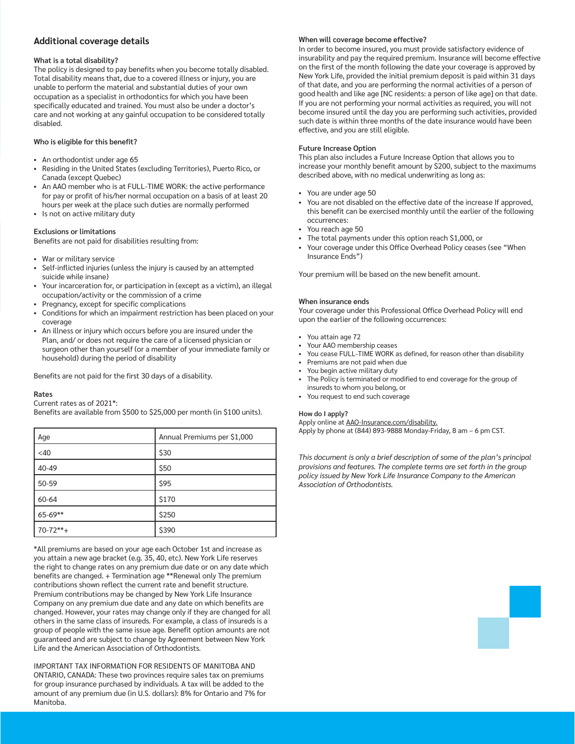## Additional coverage details

**What is a total disability?**

The policy is designed to pay benefits when you become totally disabled. Total disability means that, due to a covered illness or injury, you are unable to perform the material and substantial duties of your own occupation as a specialist in orthodontics for which you have been specifically educated and trained. You must also be under a doctor's care and not working at any gainful occupation to be considered totally disabled.

**Who is eligible for this benefit?**

- An orthodontist under age 65
- Residing in the United States (excluding Territories), Puerto Rico, or Canada (except Quebec)
- An AAO member who is at FULL-TIME WORK: the active performance for pay or profit of his/her normal occupation on a basis of at least 20 hours per week at the place such duties are normally performed
- Is not on active military duty

**Exclusions or limitations**

Benefits are not paid for disabilities resulting from:

- War or military service
- Self-inflicted injuries (unless the injury is caused by an attempted suicide while insane)
- Your incarceration for, or participation in (except as a victim), an illegal occupation/activity or the commission of a crime
- Pregnancy, except for specific complications
- Conditions for which an impairment restriction has been placed on your coverage
- An illness or injury which occurs before you are insured under the Plan, and/ or does not require the care of a licensed physician or surgeon other than yourself (or a member of your immediate family or household) during the period of disability

Benefits are not paid for the first 30 days of a disability.

**Rates**

Current rates as of 2021*:
Benefits are available from $500 to $25,000 per month (in $100 units).

| Age | Annual Premiums per $1,000 |
|---|---|
| <40 | $30 |
| 40-49 | $50 |
| 50-59 | $95 |
| 60-64 | $170 |
| 65-69** | $250 |
| 70-72**+ | $390 |

*All premiums are based on your age each October 1st and increase as you attain a new age bracket (e.g. 35, 40, etc). New York Life reserves the right to change rates on any premium due date or on any date which benefits are changed. + Termination age **Renewal only The premium contributions shown reflect the current rate and benefit structure. Premium contributions may be changed by New York Life Insurance Company on any premium due date and any date on which benefits are changed. However, your rates may change only if they are changed for all others in the same class of insureds. For example, a class of insureds is a group of people with the same issue age. Benefit option amounts are not guaranteed and are subject to change by Agreement between New York Life and the American Association of Orthodontists.

IMPORTANT TAX INFORMATION FOR RESIDENTS OF MANITOBA AND ONTARIO, CANADA: These two provinces require sales tax on premiums for group insurance purchased by individuals. A tax will be added to the amount of any premium due (in U.S. dollars): 8% for Ontario and 7% for Manitoba.

**When will coverage become effective?**

In order to become insured, you must provide satisfactory evidence of insurability and pay the required premium. Insurance will become effective on the first of the month following the date your coverage is approved by New York Life, provided the initial premium deposit is paid within 31 days of that date, and you are performing the normal activities of a person of good health and like age [NC residents: a person of like age] on that date. If you are not performing your normal activities as required, you will not become insured until the day you are performing such activities, provided such date is within three months of the date insurance would have been effective, and you are still eligible.

**Future Increase Option**

This plan also includes a Future Increase Option that allows you to increase your monthly benefit amount by $200, subject to the maximums described above, with no medical underwriting as long as:

- You are under age 50
- You are not disabled on the effective date of the increase If approved, this benefit can be exercised monthly until the earlier of the following occurrences:
- You reach age 50
- The total payments under this option reach $1,000, or
- Your coverage under this Office Overhead Policy ceases (see "When Insurance Ends")

Your premium will be based on the new benefit amount.

**When insurance ends**

Your coverage under this Professional Office Overhead Policy will end upon the earlier of the following occurrences:

- You attain age 72
- Your AAO membership ceases
- You cease FULL-TIME WORK as defined, for reason other than disability
- Premiums are not paid when due
- You begin active military duty
- The Policy is terminated or modified to end coverage for the group of insureds to whom you belong, or
- You request to end such coverage

**How do I apply?**

Apply online at AAO-Insurance.com/disability.
Apply by phone at (844) 893-9888 Monday-Friday, 8 am – 6 pm CST.

*This document is only a brief description of some of the plan's principal provisions and features. The complete terms are set forth in the group policy issued by New York Life Insurance Company to the American Association of Orthodontists.*